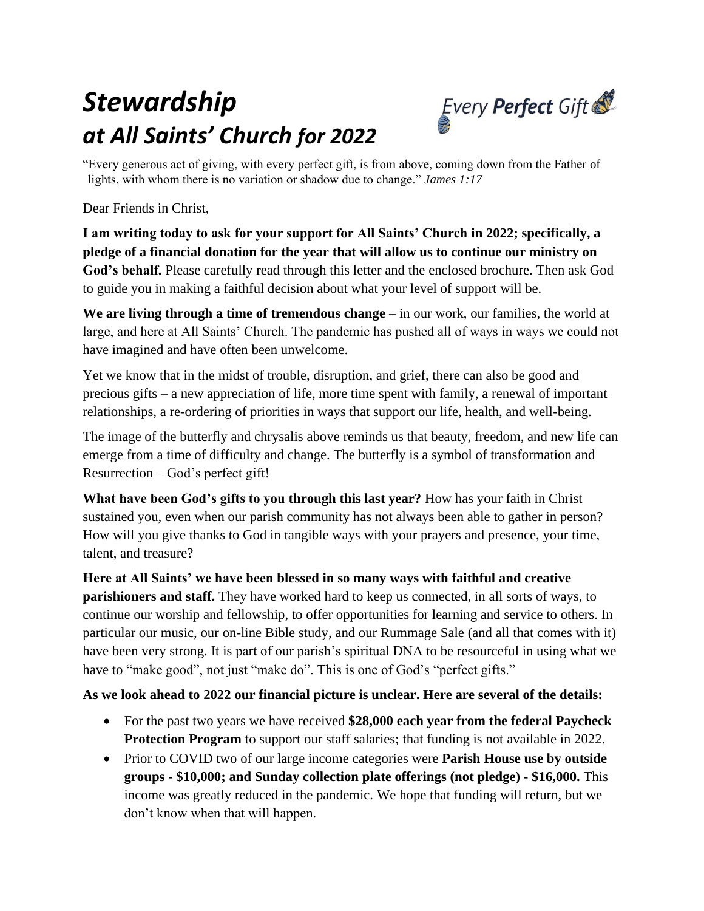# *Stewardship*
# *at All Saints' Church for 2022*

Every **Perfect** Gift

"Every generous act of giving, with every perfect gift, is from above, coming down from the Father of lights, with whom there is no variation or shadow due to change." *James 1:17*

Dear Friends in Christ,

**I am writing today to ask for your support for All Saints' Church in 2022; specifically, a pledge of a financial donation for the year that will allow us to continue our ministry on God's behalf.** Please carefully read through this letter and the enclosed brochure. Then ask God to guide you in making a faithful decision about what your level of support will be.

**We are living through a time of tremendous change** – in our work, our families, the world at large, and here at All Saints' Church. The pandemic has pushed all of ways in ways we could not have imagined and have often been unwelcome.

Yet we know that in the midst of trouble, disruption, and grief, there can also be good and precious gifts – a new appreciation of life, more time spent with family, a renewal of important relationships, a re-ordering of priorities in ways that support our life, health, and well-being.

The image of the butterfly and chrysalis above reminds us that beauty, freedom, and new life can emerge from a time of difficulty and change. The butterfly is a symbol of transformation and Resurrection – God's perfect gift!

**What have been God's gifts to you through this last year?** How has your faith in Christ sustained you, even when our parish community has not always been able to gather in person? How will you give thanks to God in tangible ways with your prayers and presence, your time, talent, and treasure?

**Here at All Saints' we have been blessed in so many ways with faithful and creative parishioners and staff.** They have worked hard to keep us connected, in all sorts of ways, to continue our worship and fellowship, to offer opportunities for learning and service to others. In particular our music, our on-line Bible study, and our Rummage Sale (and all that comes with it) have been very strong. It is part of our parish's spiritual DNA to be resourceful in using what we have to "make good", not just "make do". This is one of God's "perfect gifts."

**As we look ahead to 2022 our financial picture is unclear. Here are several of the details:**

- For the past two years we have received **$28,000 each year from the federal Paycheck Protection Program** to support our staff salaries; that funding is not available in 2022.
- Prior to COVID two of our large income categories were **Parish House use by outside groups - $10,000; and Sunday collection plate offerings (not pledge) - $16,000.** This income was greatly reduced in the pandemic. We hope that funding will return, but we don't know when that will happen.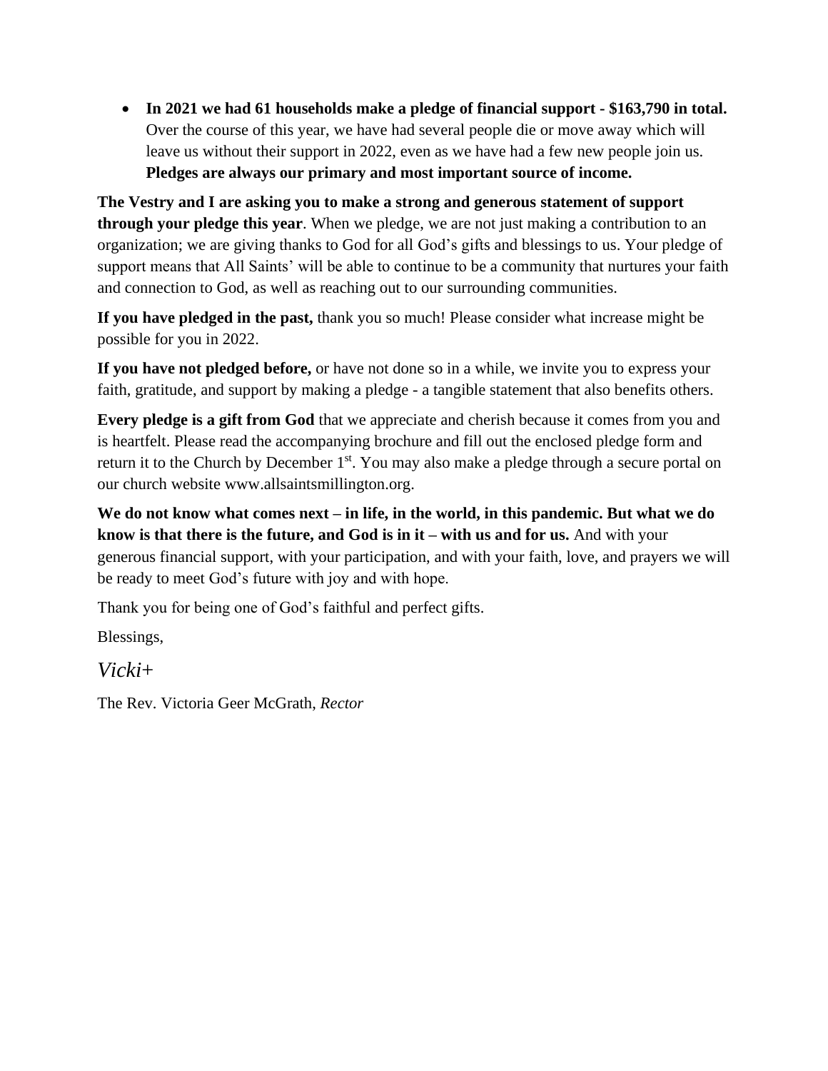- **In 2021 we had 61 households make a pledge of financial support - $163,790 in total.** Over the course of this year, we have had several people die or move away which will leave us without their support in 2022, even as we have had a few new people join us. **Pledges are always our primary and most important source of income.**

**The Vestry and I are asking you to make a strong and generous statement of support through your pledge this year**. When we pledge, we are not just making a contribution to an organization; we are giving thanks to God for all God's gifts and blessings to us. Your pledge of support means that All Saints' will be able to continue to be a community that nurtures your faith and connection to God, as well as reaching out to our surrounding communities.

**If you have pledged in the past,** thank you so much! Please consider what increase might be possible for you in 2022.

**If you have not pledged before,** or have not done so in a while, we invite you to express your faith, gratitude, and support by making a pledge - a tangible statement that also benefits others.

**Every pledge is a gift from God** that we appreciate and cherish because it comes from you and is heartfelt. Please read the accompanying brochure and fill out the enclosed pledge form and return it to the Church by December 1st. You may also make a pledge through a secure portal on our church website www.allsaintsmillington.org.

**We do not know what comes next – in life, in the world, in this pandemic. But what we do know is that there is the future, and God is in it – with us and for us.** And with your generous financial support, with your participation, and with your faith, love, and prayers we will be ready to meet God's future with joy and with hope.

Thank you for being one of God's faithful and perfect gifts.

Blessings,

*Vicki+*

The Rev. Victoria Geer McGrath, *Rector*